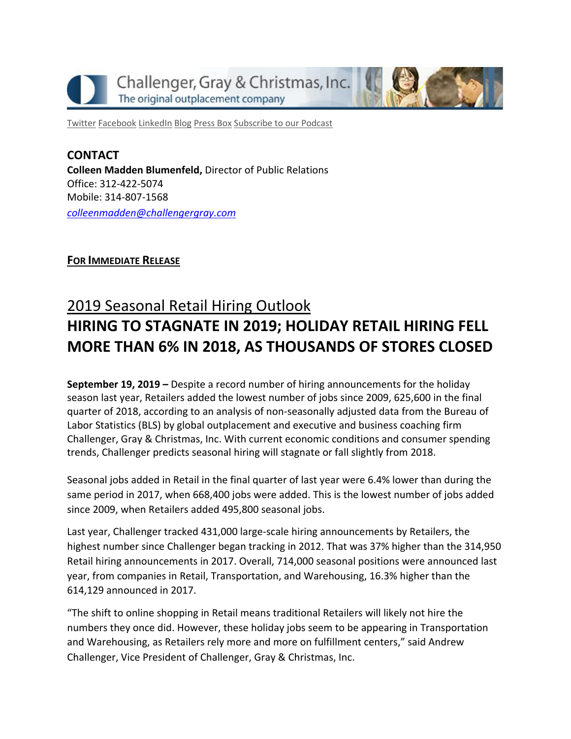Challenger, Gray & Christmas, Inc.
The original outplacement company

Twitter Facebook LinkedIn Blog Press Box Subscribe to our Podcast

**CONTACT**
**Colleen Madden Blumenfeld,** Director of Public Relations
Office: 312-422-5074
Mobile: 314-807-1568
*colleenmadden@challengergray.com*

**FOR IMMEDIATE RELEASE**

## 2019 Seasonal Retail Hiring Outlook

# HIRING TO STAGNATE IN 2019; HOLIDAY RETAIL HIRING FELL MORE THAN 6% IN 2018, AS THOUSANDS OF STORES CLOSED

**September 19, 2019 –** Despite a record number of hiring announcements for the holiday season last year, Retailers added the lowest number of jobs since 2009, 625,600 in the final quarter of 2018, according to an analysis of non-seasonally adjusted data from the Bureau of Labor Statistics (BLS) by global outplacement and executive and business coaching firm Challenger, Gray & Christmas, Inc. With current economic conditions and consumer spending trends, Challenger predicts seasonal hiring will stagnate or fall slightly from 2018.

Seasonal jobs added in Retail in the final quarter of last year were 6.4% lower than during the same period in 2017, when 668,400 jobs were added. This is the lowest number of jobs added since 2009, when Retailers added 495,800 seasonal jobs.

Last year, Challenger tracked 431,000 large-scale hiring announcements by Retailers, the highest number since Challenger began tracking in 2012. That was 37% higher than the 314,950 Retail hiring announcements in 2017. Overall, 714,000 seasonal positions were announced last year, from companies in Retail, Transportation, and Warehousing, 16.3% higher than the 614,129 announced in 2017.

"The shift to online shopping in Retail means traditional Retailers will likely not hire the numbers they once did. However, these holiday jobs seem to be appearing in Transportation and Warehousing, as Retailers rely more and more on fulfillment centers," said Andrew Challenger, Vice President of Challenger, Gray & Christmas, Inc.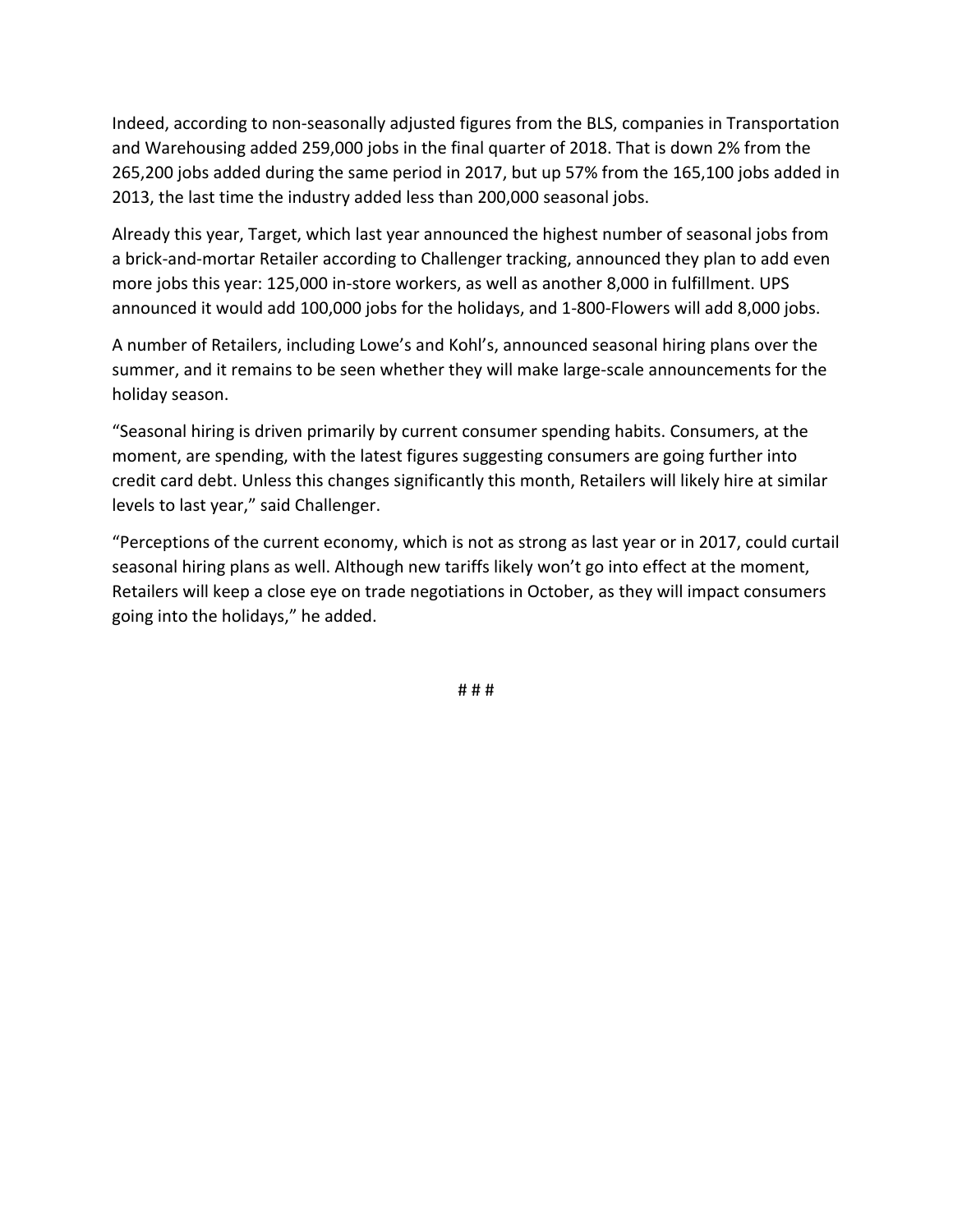Indeed, according to non-seasonally adjusted figures from the BLS, companies in Transportation and Warehousing added 259,000 jobs in the final quarter of 2018. That is down 2% from the 265,200 jobs added during the same period in 2017, but up 57% from the 165,100 jobs added in 2013, the last time the industry added less than 200,000 seasonal jobs.

Already this year, Target, which last year announced the highest number of seasonal jobs from a brick-and-mortar Retailer according to Challenger tracking, announced they plan to add even more jobs this year: 125,000 in-store workers, as well as another 8,000 in fulfillment. UPS announced it would add 100,000 jobs for the holidays, and 1-800-Flowers will add 8,000 jobs.

A number of Retailers, including Lowe's and Kohl's, announced seasonal hiring plans over the summer, and it remains to be seen whether they will make large-scale announcements for the holiday season.

"Seasonal hiring is driven primarily by current consumer spending habits. Consumers, at the moment, are spending, with the latest figures suggesting consumers are going further into credit card debt. Unless this changes significantly this month, Retailers will likely hire at similar levels to last year," said Challenger.

"Perceptions of the current economy, which is not as strong as last year or in 2017, could curtail seasonal hiring plans as well. Although new tariffs likely won't go into effect at the moment, Retailers will keep a close eye on trade negotiations in October, as they will impact consumers going into the holidays," he added.

# # #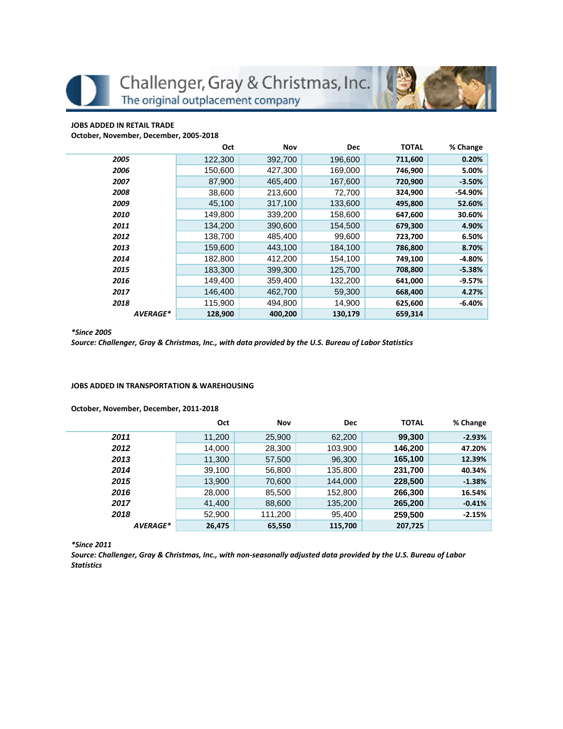Challenger, Gray & Christmas, Inc.
The original outplacement company

**JOBS ADDED IN RETAIL TRADE**
**October, November, December, 2005-2018**

| | Oct | Nov | Dec | TOTAL | % Change |
|---|---|---|---|---|---|
| ***2005*** | 122,300 | 392,700 | 196,600 | **711,600** | **0.20%** |
| ***2006*** | 150,600 | 427,300 | 169,000 | **746,900** | **5.00%** |
| ***2007*** | 87,900 | 465,400 | 167,600 | **720,900** | **-3.50%** |
| ***2008*** | 38,600 | 213,600 | 72,700 | **324,900** | **-54.90%** |
| ***2009*** | 45,100 | 317,100 | 133,600 | **495,800** | **52.60%** |
| ***2010*** | 149,800 | 339,200 | 158,600 | **647,600** | **30.60%** |
| ***2011*** | 134,200 | 390,600 | 154,500 | **679,300** | **4.90%** |
| ***2012*** | 138,700 | 485,400 | 99,600 | **723,700** | **6.50%** |
| ***2013*** | 159,600 | 443,100 | 184,100 | **786,800** | **8.70%** |
| ***2014*** | 182,800 | 412,200 | 154,100 | **749,100** | **-4.80%** |
| ***2015*** | 183,300 | 399,300 | 125,700 | **708,800** | **-5.38%** |
| ***2016*** | 149,400 | 359,400 | 132,200 | **641,000** | **-9.57%** |
| ***2017*** | 146,400 | 462,700 | 59,300 | **668,400** | **4.27%** |
| ***2018*** | 115,900 | 494,800 | 14,900 | **625,600** | **-6.40%** |
| ***AVERAGE**** | **128,900** | **400,200** | **130,179** | **659,314** | |

***Since 2005**
*Source: Challenger, Gray & Christmas, Inc., with data provided by the U.S. Bureau of Labor Statistics*

**JOBS ADDED IN TRANSPORTATION & WAREHOUSING**

**October, November, December, 2011-2018**

| | Oct | Nov | Dec | TOTAL | % Change |
|---|---|---|---|---|---|
| ***2011*** | 11,200 | 25,900 | 62,200 | **99,300** | **-2.93%** |
| ***2012*** | 14,000 | 28,300 | 103,900 | **146,200** | **47.20%** |
| ***2013*** | 11,300 | 57,500 | 96,300 | **165,100** | **12.39%** |
| ***2014*** | 39,100 | 56,800 | 135,800 | **231,700** | **40.34%** |
| ***2015*** | 13,900 | 70,600 | 144,000 | **228,500** | **-1.38%** |
| ***2016*** | 28,000 | 85,500 | 152,800 | **266,300** | **16.54%** |
| ***2017*** | 41,400 | 88,600 | 135,200 | **265,200** | **-0.41%** |
| ***2018*** | 52,900 | 111,200 | 95,400 | **259,500** | **-2.15%** |
| ***AVERAGE**** | **26,475** | **65,550** | **115,700** | **207,725** | |

***Since 2011**
*Source: Challenger, Gray & Christmas, Inc., with non-seasonally adjusted data provided by the U.S. Bureau of Labor Statistics*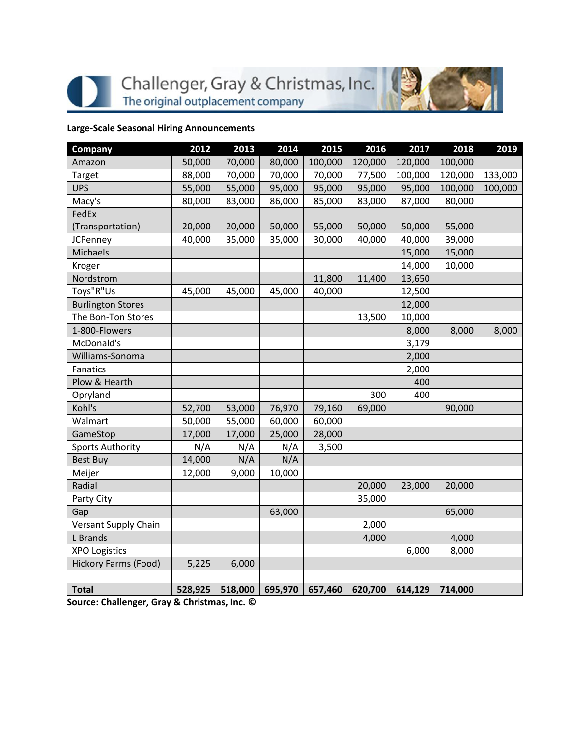Challenger, Gray & Christmas, Inc.
The original outplacement company

**Large-Scale Seasonal Hiring Announcements**

| Company | 2012 | 2013 | 2014 | 2015 | 2016 | 2017 | 2018 | 2019 |
|---|---|---|---|---|---|---|---|---|
| Amazon | 50,000 | 70,000 | 80,000 | 100,000 | 120,000 | 120,000 | 100,000 | |
| Target | 88,000 | 70,000 | 70,000 | 70,000 | 77,500 | 100,000 | 120,000 | 133,000 |
| UPS | 55,000 | 55,000 | 95,000 | 95,000 | 95,000 | 95,000 | 100,000 | 100,000 |
| Macy's | 80,000 | 83,000 | 86,000 | 85,000 | 83,000 | 87,000 | 80,000 | |
| FedEx (Transportation) | 20,000 | 20,000 | 50,000 | 55,000 | 50,000 | 50,000 | 55,000 | |
| JCPenney | 40,000 | 35,000 | 35,000 | 30,000 | 40,000 | 40,000 | 39,000 | |
| Michaels | | | | | | 15,000 | 15,000 | |
| Kroger | | | | | | 14,000 | 10,000 | |
| Nordstrom | | | | 11,800 | 11,400 | 13,650 | | |
| Toys"R"Us | 45,000 | 45,000 | 45,000 | 40,000 | | 12,500 | | |
| Burlington Stores | | | | | | 12,000 | | |
| The Bon-Ton Stores | | | | | 13,500 | 10,000 | | |
| 1-800-Flowers | | | | | | 8,000 | 8,000 | 8,000 |
| McDonald's | | | | | | 3,179 | | |
| Williams-Sonoma | | | | | | 2,000 | | |
| Fanatics | | | | | | 2,000 | | |
| Plow & Hearth | | | | | | 400 | | |
| Opryland | | | | | 300 | 400 | | |
| Kohl's | 52,700 | 53,000 | 76,970 | 79,160 | 69,000 | | 90,000 | |
| Walmart | 50,000 | 55,000 | 60,000 | 60,000 | | | | |
| GameStop | 17,000 | 17,000 | 25,000 | 28,000 | | | | |
| Sports Authority | N/A | N/A | N/A | 3,500 | | | | |
| Best Buy | 14,000 | N/A | N/A | | | | | |
| Meijer | 12,000 | 9,000 | 10,000 | | | | | |
| Radial | | | | | 20,000 | 23,000 | 20,000 | |
| Party City | | | | | 35,000 | | | |
| Gap | | | 63,000 | | | | 65,000 | |
| Versant Supply Chain | | | | | 2,000 | | | |
| L Brands | | | | | 4,000 | | 4,000 | |
| XPO Logistics | | | | | | 6,000 | 8,000 | |
| Hickory Farms (Food) | 5,225 | 6,000 | | | | | | |
| | | | | | | | | |
| **Total** | **528,925** | **518,000** | **695,970** | **657,460** | **620,700** | **614,129** | **714,000** | |

**Source: Challenger, Gray & Christmas, Inc. ©**